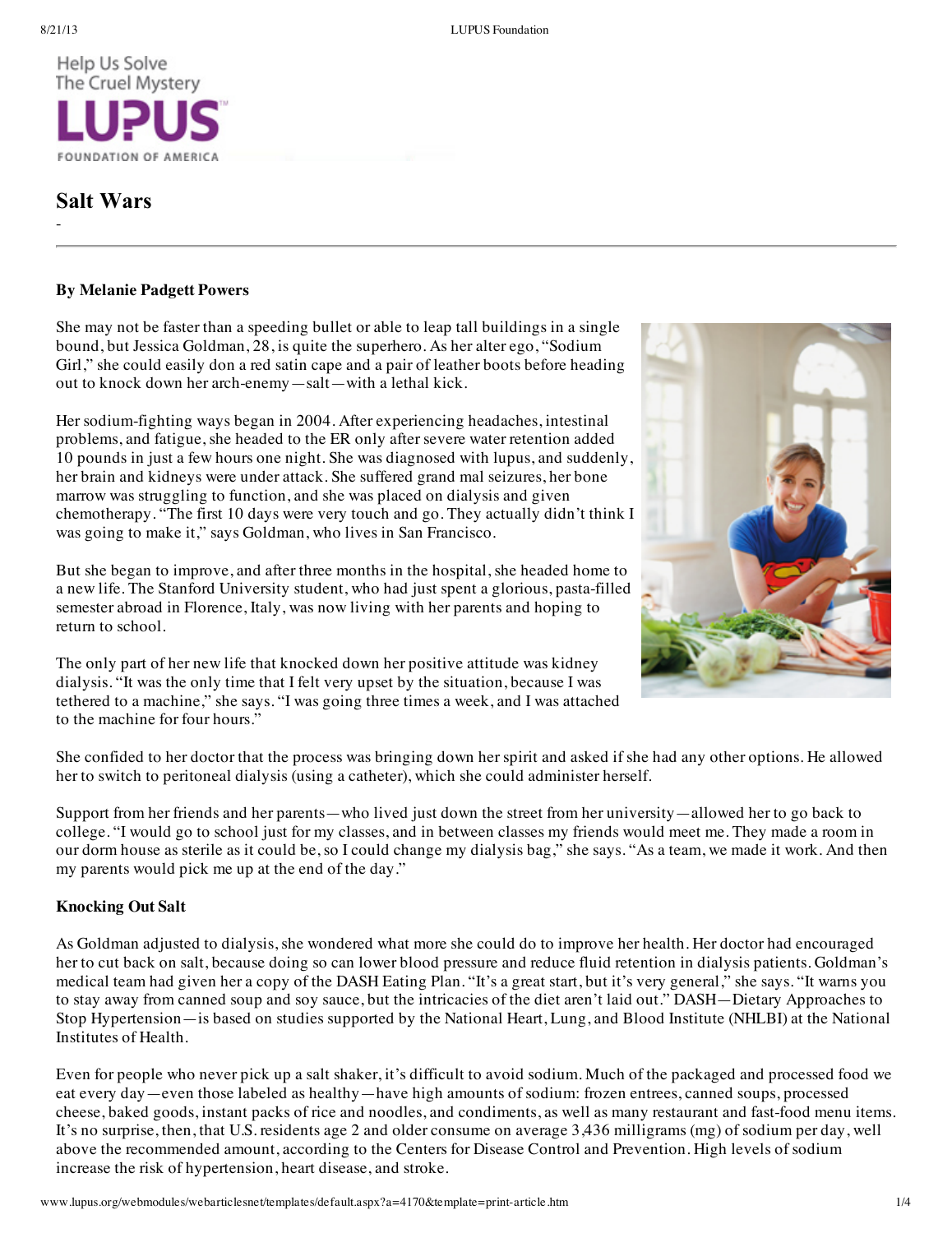# Salt Wars

-

**By Melanie Padgett Powers**

She may not be faster than a speeding bullet or able to leap tall buildings in a single bound, but Jessica Goldman, 28, is quite the superhero. As her alter ego, "Sodium Girl," she could easily don a red satin cape and a pair of leather boots before heading out to knock down her arch-enemy—salt—with a lethal kick.

Her sodium-fighting ways began in 2004. After experiencing headaches, intestinal problems, and fatigue, she headed to the ER only after severe water retention added 10 pounds in just a few hours one night. She was diagnosed with lupus, and suddenly, her brain and kidneys were under attack. She suffered grand mal seizures, her bone marrow was struggling to function, and she was placed on dialysis and given chemotherapy. "The first 10 days were very touch and go. They actually didn't think I was going to make it," says Goldman, who lives in San Francisco.

But she began to improve, and after three months in the hospital, she headed home to a new life. The Stanford University student, who had just spent a glorious, pasta-filled semester abroad in Florence, Italy, was now living with her parents and hoping to return to school.

The only part of her new life that knocked down her positive attitude was kidney dialysis. "It was the only time that I felt very upset by the situation, because I was tethered to a machine," she says. "I was going three times a week, and I was attached to the machine for four hours."

She confided to her doctor that the process was bringing down her spirit and asked if she had any other options. He allowed her to switch to peritoneal dialysis (using a catheter), which she could administer herself.

Support from her friends and her parents—who lived just down the street from her university—allowed her to go back to college. "I would go to school just for my classes, and in between classes my friends would meet me. They made a room in our dorm house as sterile as it could be, so I could change my dialysis bag," she says. "As a team, we made it work. And then my parents would pick me up at the end of the day."

**Knocking Out Salt**

As Goldman adjusted to dialysis, she wondered what more she could do to improve her health. Her doctor had encouraged her to cut back on salt, because doing so can lower blood pressure and reduce fluid retention in dialysis patients. Goldman's medical team had given her a copy of the DASH Eating Plan. "It's a great start, but it's very general," she says. "It warns you to stay away from canned soup and soy sauce, but the intricacies of the diet aren't laid out." DASH—Dietary Approaches to Stop Hypertension—is based on studies supported by the National Heart, Lung, and Blood Institute (NHLBI) at the National Institutes of Health.

Even for people who never pick up a salt shaker, it's difficult to avoid sodium. Much of the packaged and processed food we eat every day—even those labeled as healthy—have high amounts of sodium: frozen entrees, canned soups, processed cheese, baked goods, instant packs of rice and noodles, and condiments, as well as many restaurant and fast-food menu items. It's no surprise, then, that U.S. residents age 2 and older consume on average 3,436 milligrams (mg) of sodium per day, well above the recommended amount, according to the Centers for Disease Control and Prevention. High levels of sodium increase the risk of hypertension, heart disease, and stroke.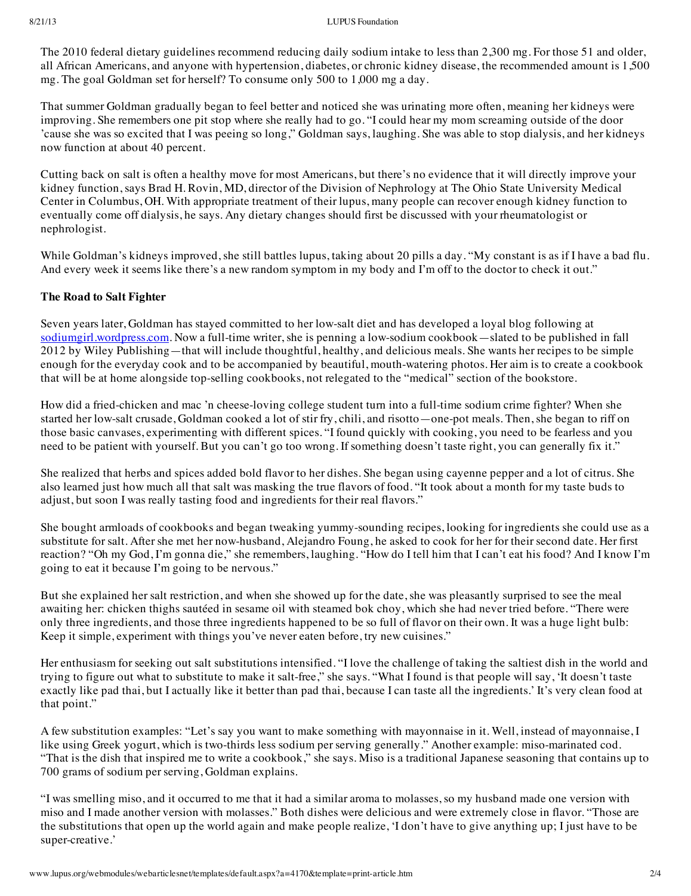The 2010 federal dietary guidelines recommend reducing daily sodium intake to less than 2,300 mg. For those 51 and older, all African Americans, and anyone with hypertension, diabetes, or chronic kidney disease, the recommended amount is 1,500 mg. The goal Goldman set for herself? To consume only 500 to 1,000 mg a day.

That summer Goldman gradually began to feel better and noticed she was urinating more often, meaning her kidneys were improving. She remembers one pit stop where she really had to go. "I could hear my mom screaming outside of the door 'cause she was so excited that I was peeing so long," Goldman says, laughing. She was able to stop dialysis, and her kidneys now function at about 40 percent.

Cutting back on salt is often a healthy move for most Americans, but there's no evidence that it will directly improve your kidney function, says Brad H. Rovin, MD, director of the Division of Nephrology at The Ohio State University Medical Center in Columbus, OH. With appropriate treatment of their lupus, many people can recover enough kidney function to eventually come off dialysis, he says. Any dietary changes should first be discussed with your rheumatologist or nephrologist.

While Goldman's kidneys improved, she still battles lupus, taking about 20 pills a day. "My constant is as if I have a bad flu. And every week it seems like there's a new random symptom in my body and I'm off to the doctor to check it out."

**The Road to Salt Fighter**

Seven years later, Goldman has stayed committed to her low-salt diet and has developed a loyal blog following at sodiumgirl.wordpress.com. Now a full-time writer, she is penning a low-sodium cookbook—slated to be published in fall 2012 by Wiley Publishing—that will include thoughtful, healthy, and delicious meals. She wants her recipes to be simple enough for the everyday cook and to be accompanied by beautiful, mouth-watering photos. Her aim is to create a cookbook that will be at home alongside top-selling cookbooks, not relegated to the "medical" section of the bookstore.

How did a fried-chicken and mac 'n cheese-loving college student turn into a full-time sodium crime fighter? When she started her low-salt crusade, Goldman cooked a lot of stir fry, chili, and risotto—one-pot meals. Then, she began to riff on those basic canvases, experimenting with different spices. "I found quickly with cooking, you need to be fearless and you need to be patient with yourself. But you can't go too wrong. If something doesn't taste right, you can generally fix it."

She realized that herbs and spices added bold flavor to her dishes. She began using cayenne pepper and a lot of citrus. She also learned just how much all that salt was masking the true flavors of food. "It took about a month for my taste buds to adjust, but soon I was really tasting food and ingredients for their real flavors."

She bought armloads of cookbooks and began tweaking yummy-sounding recipes, looking for ingredients she could use as a substitute for salt. After she met her now-husband, Alejandro Foung, he asked to cook for her for their second date. Her first reaction? "Oh my God, I'm gonna die," she remembers, laughing. "How do I tell him that I can't eat his food? And I know I'm going to eat it because I'm going to be nervous."

But she explained her salt restriction, and when she showed up for the date, she was pleasantly surprised to see the meal awaiting her: chicken thighs sautéed in sesame oil with steamed bok choy, which she had never tried before. "There were only three ingredients, and those three ingredients happened to be so full of flavor on their own. It was a huge light bulb: Keep it simple, experiment with things you've never eaten before, try new cuisines."

Her enthusiasm for seeking out salt substitutions intensified. "I love the challenge of taking the saltiest dish in the world and trying to figure out what to substitute to make it salt-free," she says. "What I found is that people will say, 'It doesn't taste exactly like pad thai, but I actually like it better than pad thai, because I can taste all the ingredients.' It's very clean food at that point."

A few substitution examples: "Let's say you want to make something with mayonnaise in it. Well, instead of mayonnaise, I like using Greek yogurt, which is two-thirds less sodium per serving generally." Another example: miso-marinated cod. "That is the dish that inspired me to write a cookbook," she says. Miso is a traditional Japanese seasoning that contains up to 700 grams of sodium per serving, Goldman explains.

"I was smelling miso, and it occurred to me that it had a similar aroma to molasses, so my husband made one version with miso and I made another version with molasses." Both dishes were delicious and were extremely close in flavor. "Those are the substitutions that open up the world again and make people realize, 'I don't have to give anything up; I just have to be super-creative.'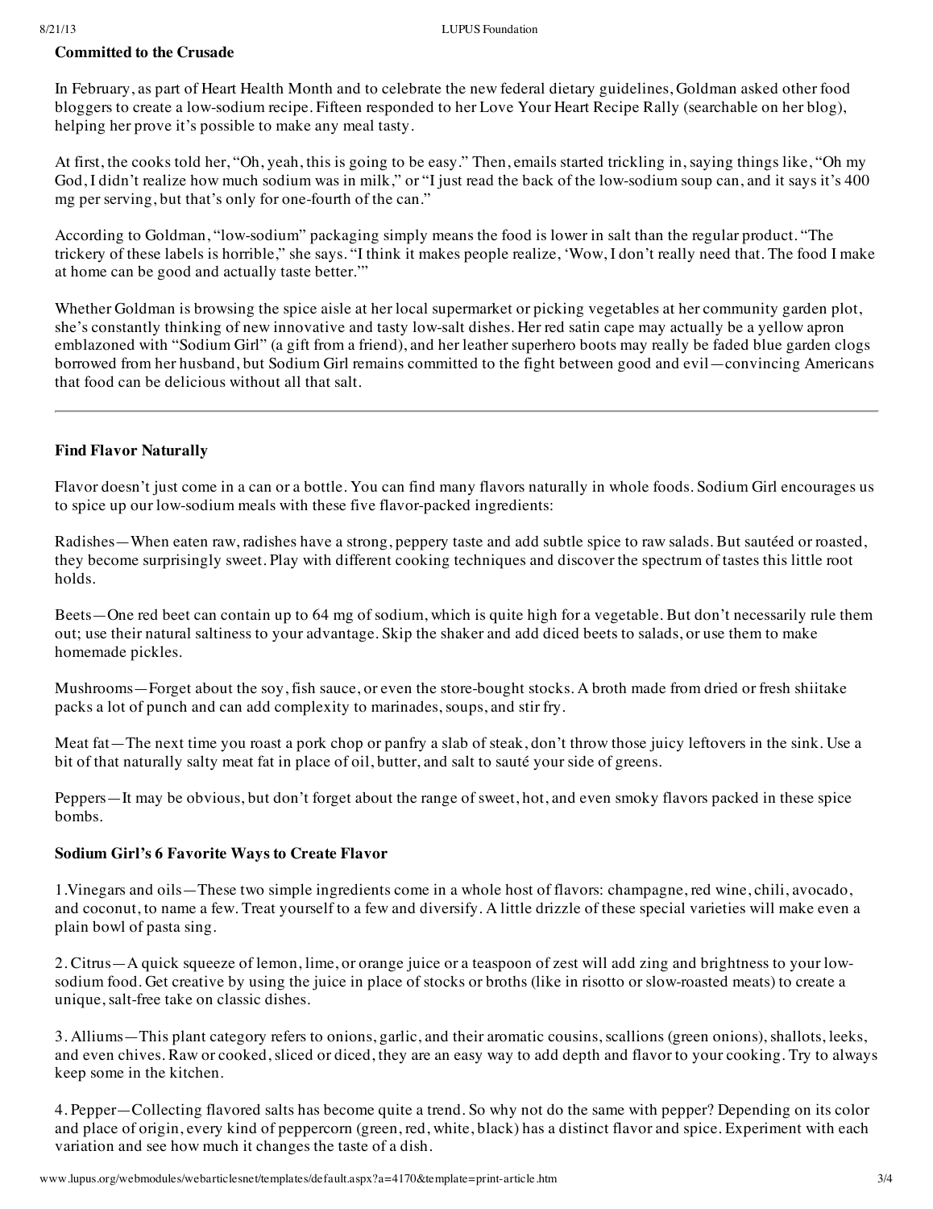**Committed to the Crusade**

In February, as part of Heart Health Month and to celebrate the new federal dietary guidelines, Goldman asked other food bloggers to create a low-sodium recipe. Fifteen responded to her Love Your Heart Recipe Rally (searchable on her blog), helping her prove it's possible to make any meal tasty.

At first, the cooks told her, "Oh, yeah, this is going to be easy." Then, emails started trickling in, saying things like, "Oh my God, I didn't realize how much sodium was in milk," or "I just read the back of the low-sodium soup can, and it says it's 400 mg per serving, but that's only for one-fourth of the can."

According to Goldman, "low-sodium" packaging simply means the food is lower in salt than the regular product. "The trickery of these labels is horrible," she says. "I think it makes people realize, 'Wow, I don't really need that. The food I make at home can be good and actually taste better.'"

Whether Goldman is browsing the spice aisle at her local supermarket or picking vegetables at her community garden plot, she's constantly thinking of new innovative and tasty low-salt dishes. Her red satin cape may actually be a yellow apron emblazoned with "Sodium Girl" (a gift from a friend), and her leather superhero boots may really be faded blue garden clogs borrowed from her husband, but Sodium Girl remains committed to the fight between good and evil—convincing Americans that food can be delicious without all that salt.

---

**Find Flavor Naturally**

Flavor doesn't just come in a can or a bottle. You can find many flavors naturally in whole foods. Sodium Girl encourages us to spice up our low-sodium meals with these five flavor-packed ingredients:

Radishes—When eaten raw, radishes have a strong, peppery taste and add subtle spice to raw salads. But sautéed or roasted, they become surprisingly sweet. Play with different cooking techniques and discover the spectrum of tastes this little root holds.

Beets—One red beet can contain up to 64 mg of sodium, which is quite high for a vegetable. But don't necessarily rule them out; use their natural saltiness to your advantage. Skip the shaker and add diced beets to salads, or use them to make homemade pickles.

Mushrooms—Forget about the soy, fish sauce, or even the store-bought stocks. A broth made from dried or fresh shiitake packs a lot of punch and can add complexity to marinades, soups, and stir fry.

Meat fat—The next time you roast a pork chop or panfry a slab of steak, don't throw those juicy leftovers in the sink. Use a bit of that naturally salty meat fat in place of oil, butter, and salt to sauté your side of greens.

Peppers—It may be obvious, but don't forget about the range of sweet, hot, and even smoky flavors packed in these spice bombs.

**Sodium Girl's 6 Favorite Ways to Create Flavor**

1.Vinegars and oils—These two simple ingredients come in a whole host of flavors: champagne, red wine, chili, avocado, and coconut, to name a few. Treat yourself to a few and diversify. A little drizzle of these special varieties will make even a plain bowl of pasta sing.

2. Citrus—A quick squeeze of lemon, lime, or orange juice or a teaspoon of zest will add zing and brightness to your low-sodium food. Get creative by using the juice in place of stocks or broths (like in risotto or slow-roasted meats) to create a unique, salt-free take on classic dishes.

3. Alliums—This plant category refers to onions, garlic, and their aromatic cousins, scallions (green onions), shallots, leeks, and even chives. Raw or cooked, sliced or diced, they are an easy way to add depth and flavor to your cooking. Try to always keep some in the kitchen.

4. Pepper—Collecting flavored salts has become quite a trend. So why not do the same with pepper? Depending on its color and place of origin, every kind of peppercorn (green, red, white, black) has a distinct flavor and spice. Experiment with each variation and see how much it changes the taste of a dish.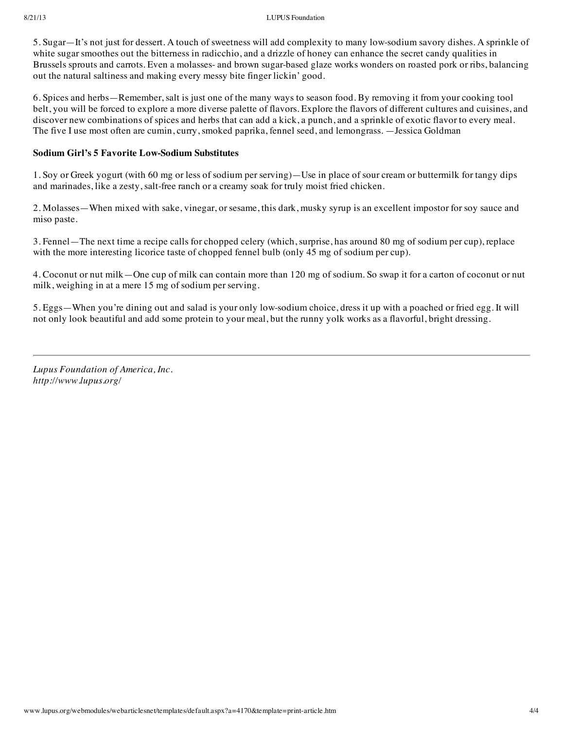5. Sugar—It's not just for dessert. A touch of sweetness will add complexity to many low-sodium savory dishes. A sprinkle of white sugar smoothes out the bitterness in radicchio, and a drizzle of honey can enhance the secret candy qualities in Brussels sprouts and carrots. Even a molasses- and brown sugar-based glaze works wonders on roasted pork or ribs, balancing out the natural saltiness and making every messy bite finger lickin' good.

6. Spices and herbs—Remember, salt is just one of the many ways to season food. By removing it from your cooking tool belt, you will be forced to explore a more diverse palette of flavors. Explore the flavors of different cultures and cuisines, and discover new combinations of spices and herbs that can add a kick, a punch, and a sprinkle of exotic flavor to every meal. The five I use most often are cumin, curry, smoked paprika, fennel seed, and lemongrass. —Jessica Goldman

**Sodium Girl's 5 Favorite Low-Sodium Substitutes**

1. Soy or Greek yogurt (with 60 mg or less of sodium per serving)—Use in place of sour cream or buttermilk for tangy dips and marinades, like a zesty, salt-free ranch or a creamy soak for truly moist fried chicken.

2. Molasses—When mixed with sake, vinegar, or sesame, this dark, musky syrup is an excellent impostor for soy sauce and miso paste.

3. Fennel—The next time a recipe calls for chopped celery (which, surprise, has around 80 mg of sodium per cup), replace with the more interesting licorice taste of chopped fennel bulb (only 45 mg of sodium per cup).

4. Coconut or nut milk—One cup of milk can contain more than 120 mg of sodium. So swap it for a carton of coconut or nut milk, weighing in at a mere 15 mg of sodium per serving.

5. Eggs—When you're dining out and salad is your only low-sodium choice, dress it up with a poached or fried egg. It will not only look beautiful and add some protein to your meal, but the runny yolk works as a flavorful, bright dressing.

---

*Lupus Foundation of America, Inc.*
*http://www.lupus.org/*